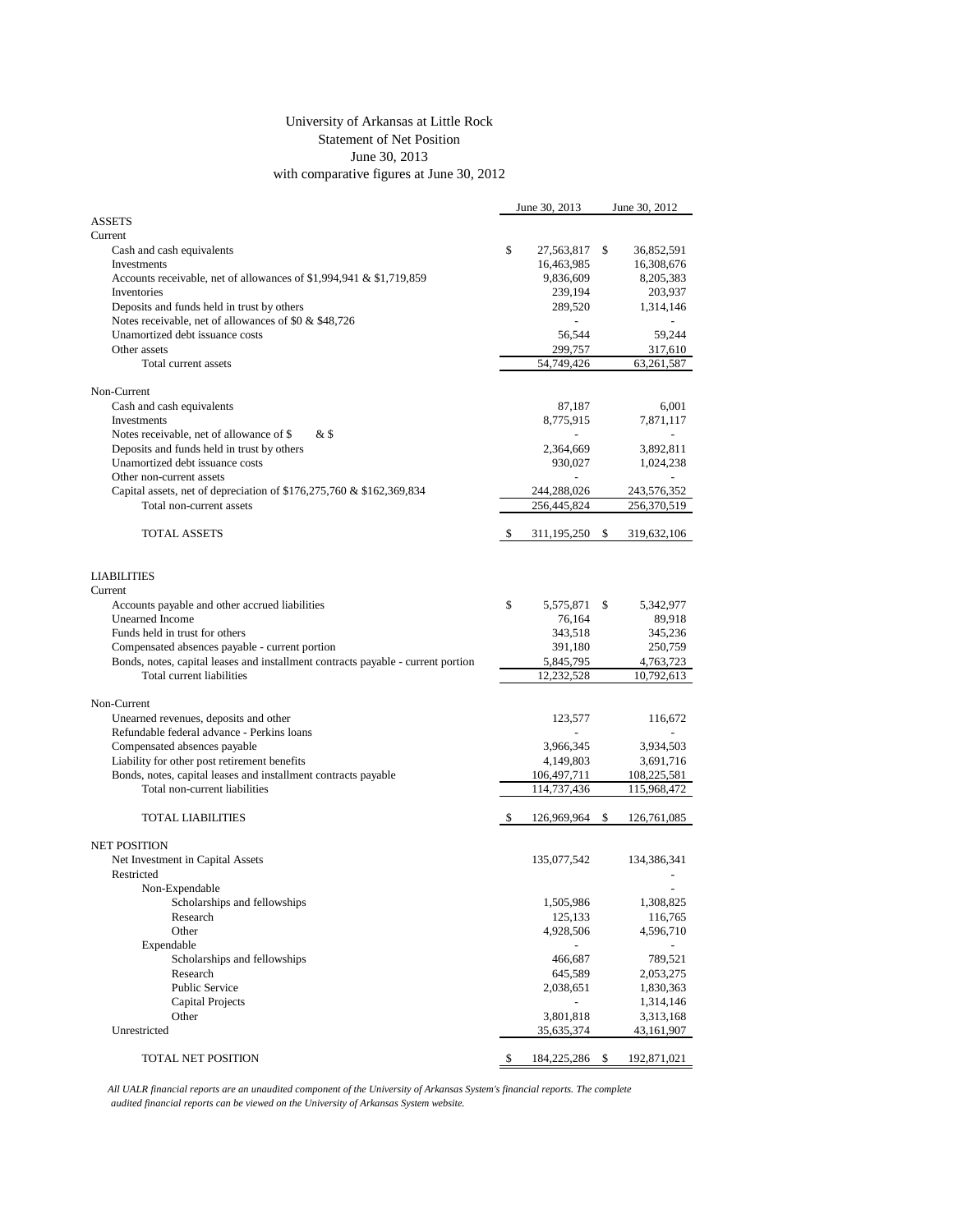# University of Arkansas at Little Rock
## Statement of Net Position
### June 30, 2013
### with comparative figures at June 30, 2012

| | June 30, 2013 | June 30, 2012 |
|---|---|---|
| **ASSETS** | | |
| Current | | |
| Cash and cash equivalents | $ 27,563,817 | $ 36,852,591 |
| Investments | 16,463,985 | 16,308,676 |
| Accounts receivable, net of allowances of $1,994,941 & $1,719,859 | 9,836,609 | 8,205,383 |
| Inventories | 239,194 | 203,937 |
| Deposits and funds held in trust by others | 289,520 | 1,314,146 |
| Notes receivable, net of allowances of $0 & $48,726 | - | - |
| Unamortized debt issuance costs | 56,544 | 59,244 |
| Other assets | 299,757 | 317,610 |
| Total current assets | 54,749,426 | 63,261,587 |
| Non-Current | | |
| Cash and cash equivalents | 87,187 | 6,001 |
| Investments | 8,775,915 | 7,871,117 |
| Notes receivable, net of allowance of $ & $ | - | - |
| Deposits and funds held in trust by others | 2,364,669 | 3,892,811 |
| Unamortized debt issuance costs | 930,027 | 1,024,238 |
| Other non-current assets | - | - |
| Capital assets, net of depreciation of $176,275,760 & $162,369,834 | 244,288,026 | 243,576,352 |
| Total non-current assets | 256,445,824 | 256,370,519 |
| TOTAL ASSETS | $ 311,195,250 | $ 319,632,106 |
| **LIABILITIES** | | |
| Current | | |
| Accounts payable and other accrued liabilities | $ 5,575,871 | $ 5,342,977 |
| Unearned Income | 76,164 | 89,918 |
| Funds held in trust for others | 343,518 | 345,236 |
| Compensated absences payable - current portion | 391,180 | 250,759 |
| Bonds, notes, capital leases and installment contracts payable - current portion | 5,845,795 | 4,763,723 |
| Total current liabilities | 12,232,528 | 10,792,613 |
| Non-Current | | |
| Unearned revenues, deposits and other | 123,577 | 116,672 |
| Refundable federal advance - Perkins loans | - | - |
| Compensated absences payable | 3,966,345 | 3,934,503 |
| Liability for other post retirement benefits | 4,149,803 | 3,691,716 |
| Bonds, notes, capital leases and installment contracts payable | 106,497,711 | 108,225,581 |
| Total non-current liabilities | 114,737,436 | 115,968,472 |
| TOTAL LIABILITIES | $ 126,969,964 | $ 126,761,085 |
| **NET POSITION** | | |
| Net Investment in Capital Assets | 135,077,542 | 134,386,341 |
| Restricted | | - |
| Non-Expendable | | - |
| Scholarships and fellowships | 1,505,986 | 1,308,825 |
| Research | 125,133 | 116,765 |
| Other | 4,928,506 | 4,596,710 |
| Expendable | - | - |
| Scholarships and fellowships | 466,687 | 789,521 |
| Research | 645,589 | 2,053,275 |
| Public Service | 2,038,651 | 1,830,363 |
| Capital Projects | - | 1,314,146 |
| Other | 3,801,818 | 3,313,168 |
| Unrestricted | 35,635,374 | 43,161,907 |
| TOTAL NET POSITION | $ 184,225,286 | $ 192,871,021 |

*All UALR financial reports are an unaudited component of the University of Arkansas System's financial reports. The complete audited financial reports can be viewed on the University of Arkansas System website.*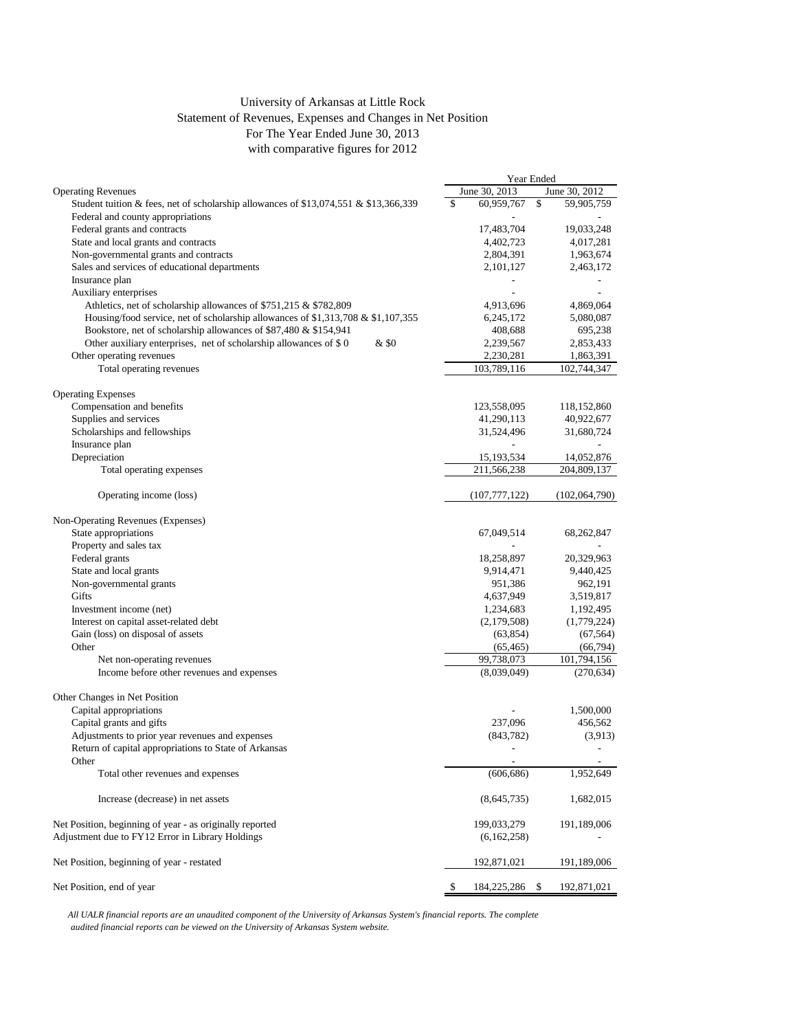# University of Arkansas at Little Rock
## Statement of Revenues, Expenses and Changes in Net Position
### For The Year Ended June 30, 2013
### with comparative figures for 2012

| | Year Ended | |
|---|---|---|
| | June 30, 2013 | June 30, 2012 |
| **Operating Revenues** | | |
| Student tuition & fees, net of scholarship allowances of $13,074,551 & $13,366,339 | $ 60,959,767 | $ 59,905,759 |
| Federal and county appropriations | - | - |
| Federal grants and contracts | 17,483,704 | 19,033,248 |
| State and local grants and contracts | 4,402,723 | 4,017,281 |
| Non-governmental grants and contracts | 2,804,391 | 1,963,674 |
| Sales and services of educational departments | 2,101,127 | 2,463,172 |
| Insurance plan | - | - |
| Auxiliary enterprises | - | - |
| Athletics, net of scholarship allowances of $751,215 & $782,809 | 4,913,696 | 4,869,064 |
| Housing/food service, net of scholarship allowances of $1,313,708 & $1,107,355 | 6,245,172 | 5,080,087 |
| Bookstore, net of scholarship allowances of $87,480 & $154,941 | 408,688 | 695,238 |
| Other auxiliary enterprises, net of scholarship allowances of $ 0 & $0 | 2,239,567 | 2,853,433 |
| Other operating revenues | 2,230,281 | 1,863,391 |
| Total operating revenues | 103,789,116 | 102,744,347 |
| | | |
| **Operating Expenses** | | |
| Compensation and benefits | 123,558,095 | 118,152,860 |
| Supplies and services | 41,290,113 | 40,922,677 |
| Scholarships and fellowships | 31,524,496 | 31,680,724 |
| Insurance plan | - | - |
| Depreciation | 15,193,534 | 14,052,876 |
| Total operating expenses | 211,566,238 | 204,809,137 |
| | | |
| Operating income (loss) | (107,777,122) | (102,064,790) |
| | | |
| **Non-Operating Revenues (Expenses)** | | |
| State appropriations | 67,049,514 | 68,262,847 |
| Property and sales tax | - | - |
| Federal grants | 18,258,897 | 20,329,963 |
| State and local grants | 9,914,471 | 9,440,425 |
| Non-governmental grants | 951,386 | 962,191 |
| Gifts | 4,637,949 | 3,519,817 |
| Investment income (net) | 1,234,683 | 1,192,495 |
| Interest on capital asset-related debt | (2,179,508) | (1,779,224) |
| Gain (loss) on disposal of assets | (63,854) | (67,564) |
| Other | (65,465) | (66,794) |
| Net non-operating revenues | 99,738,073 | 101,794,156 |
| Income before other revenues and expenses | (8,039,049) | (270,634) |
| | | |
| **Other Changes in Net Position** | | |
| Capital appropriations | - | 1,500,000 |
| Capital grants and gifts | 237,096 | 456,562 |
| Adjustments to prior year revenues and expenses | (843,782) | (3,913) |
| Return of capital appropriations to State of Arkansas | - | - |
| Other | - | - |
| Total other revenues and expenses | (606,686) | 1,952,649 |
| | | |
| Increase (decrease) in net assets | (8,645,735) | 1,682,015 |
| | | |
| Net Position, beginning of year - as originally reported | 199,033,279 | 191,189,006 |
| Adjustment due to FY12 Error in Library Holdings | (6,162,258) | - |
| | | |
| Net Position, beginning of year - restated | 192,871,021 | 191,189,006 |
| | | |
| Net Position, end of year | $ 184,225,286 | $ 192,871,021 |

*All UALR financial reports are an unaudited component of the University of Arkansas System's financial reports. The complete audited financial reports can be viewed on the University of Arkansas System website.*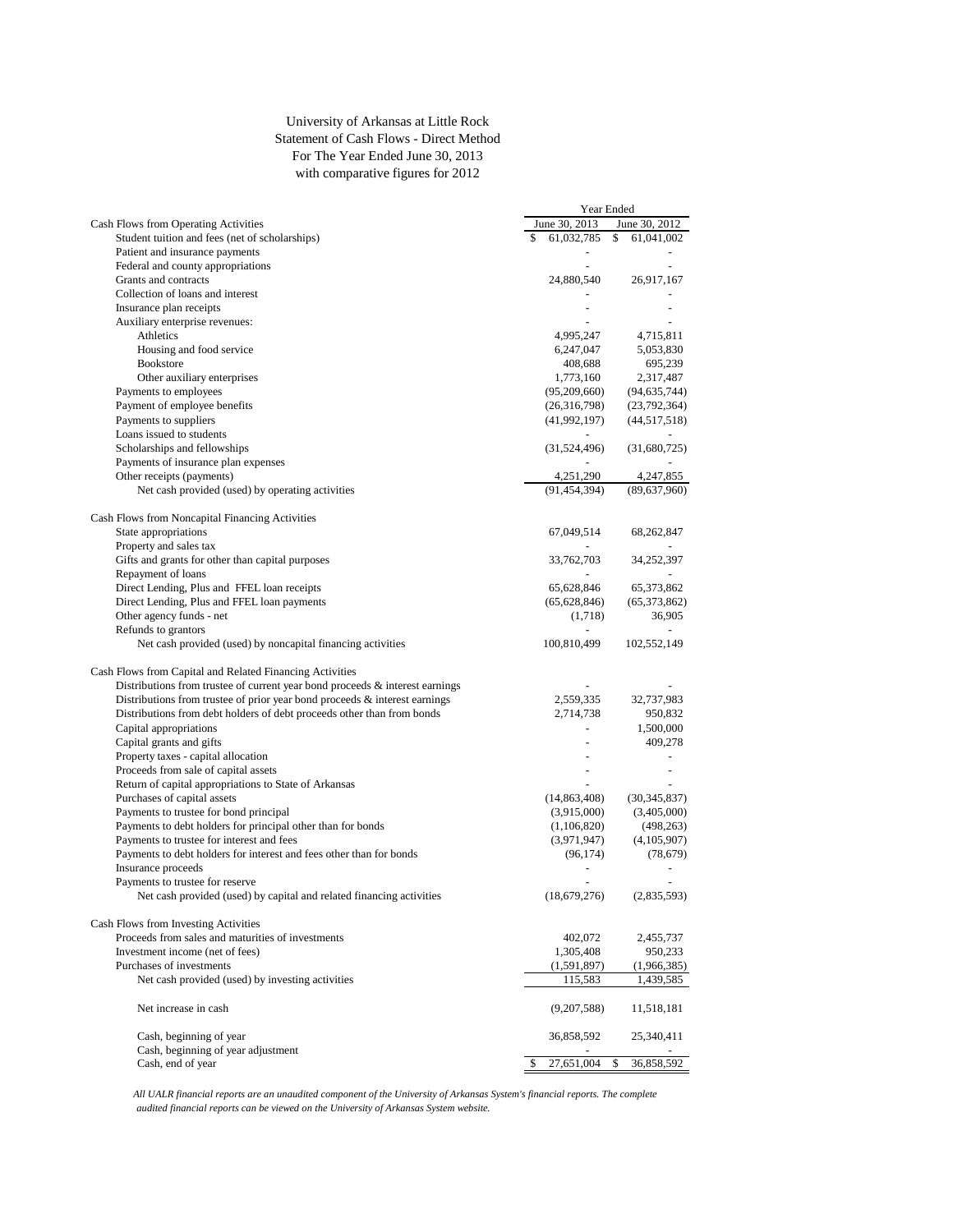# University of Arkansas at Little Rock
## Statement of Cash Flows - Direct Method
### For The Year Ended June 30, 2013
### with comparative figures for 2012

| | Year Ended | |
|---|---|---|
| Cash Flows from Operating Activities | June 30, 2013 | June 30, 2012 |
| Student tuition and fees (net of scholarships) | $ 61,032,785 | $ 61,041,002 |
| Patient and insurance payments | - | - |
| Federal and county appropriations | - | - |
| Grants and contracts | 24,880,540 | 26,917,167 |
| Collection of loans and interest | - | - |
| Insurance plan receipts | - | - |
| Auxiliary enterprise revenues: | - | - |
| Athletics | 4,995,247 | 4,715,811 |
| Housing and food service | 6,247,047 | 5,053,830 |
| Bookstore | 408,688 | 695,239 |
| Other auxiliary enterprises | 1,773,160 | 2,317,487 |
| Payments to employees | (95,209,660) | (94,635,744) |
| Payment of employee benefits | (26,316,798) | (23,792,364) |
| Payments to suppliers | (41,992,197) | (44,517,518) |
| Loans issued to students | - | - |
| Scholarships and fellowships | (31,524,496) | (31,680,725) |
| Payments of insurance plan expenses | - | - |
| Other receipts (payments) | 4,251,290 | 4,247,855 |
| Net cash provided (used) by operating activities | (91,454,394) | (89,637,960) |
| | | |
| Cash Flows from Noncapital Financing Activities | | |
| State appropriations | 67,049,514 | 68,262,847 |
| Property and sales tax | - | - |
| Gifts and grants for other than capital purposes | 33,762,703 | 34,252,397 |
| Repayment of loans | - | - |
| Direct Lending, Plus and FFEL loan receipts | 65,628,846 | 65,373,862 |
| Direct Lending, Plus and FFEL loan payments | (65,628,846) | (65,373,862) |
| Other agency funds - net | (1,718) | 36,905 |
| Refunds to grantors | - | - |
| Net cash provided (used) by noncapital financing activities | 100,810,499 | 102,552,149 |
| | | |
| Cash Flows from Capital and Related Financing Activities | | |
| Distributions from trustee of current year bond proceeds & interest earnings | - | - |
| Distributions from trustee of prior year bond proceeds & interest earnings | 2,559,335 | 32,737,983 |
| Distributions from debt holders of debt proceeds other than from bonds | 2,714,738 | 950,832 |
| Capital appropriations | - | 1,500,000 |
| Capital grants and gifts | - | 409,278 |
| Property taxes - capital allocation | - | - |
| Proceeds from sale of capital assets | - | - |
| Return of capital appropriations to State of Arkansas | - | - |
| Purchases of capital assets | (14,863,408) | (30,345,837) |
| Payments to trustee for bond principal | (3,915,000) | (3,405,000) |
| Payments to debt holders for principal other than for bonds | (1,106,820) | (498,263) |
| Payments to trustee for interest and fees | (3,971,947) | (4,105,907) |
| Payments to debt holders for interest and fees other than for bonds | (96,174) | (78,679) |
| Insurance proceeds | - | - |
| Payments to trustee for reserve | - | - |
| Net cash provided (used) by capital and related financing activities | (18,679,276) | (2,835,593) |
| | | |
| Cash Flows from Investing Activities | | |
| Proceeds from sales and maturities of investments | 402,072 | 2,455,737 |
| Investment income (net of fees) | 1,305,408 | 950,233 |
| Purchases of investments | (1,591,897) | (1,966,385) |
| Net cash provided (used) by investing activities | 115,583 | 1,439,585 |
| | | |
| Net increase in cash | (9,207,588) | 11,518,181 |
| | | |
| Cash, beginning of year | 36,858,592 | 25,340,411 |
| Cash, beginning of year adjustment | - | - |
| Cash, end of year | $ 27,651,004 | $ 36,858,592 |

*All UALR financial reports are an unaudited component of the University of Arkansas System's financial reports. The complete audited financial reports can be viewed on the University of Arkansas System website.*